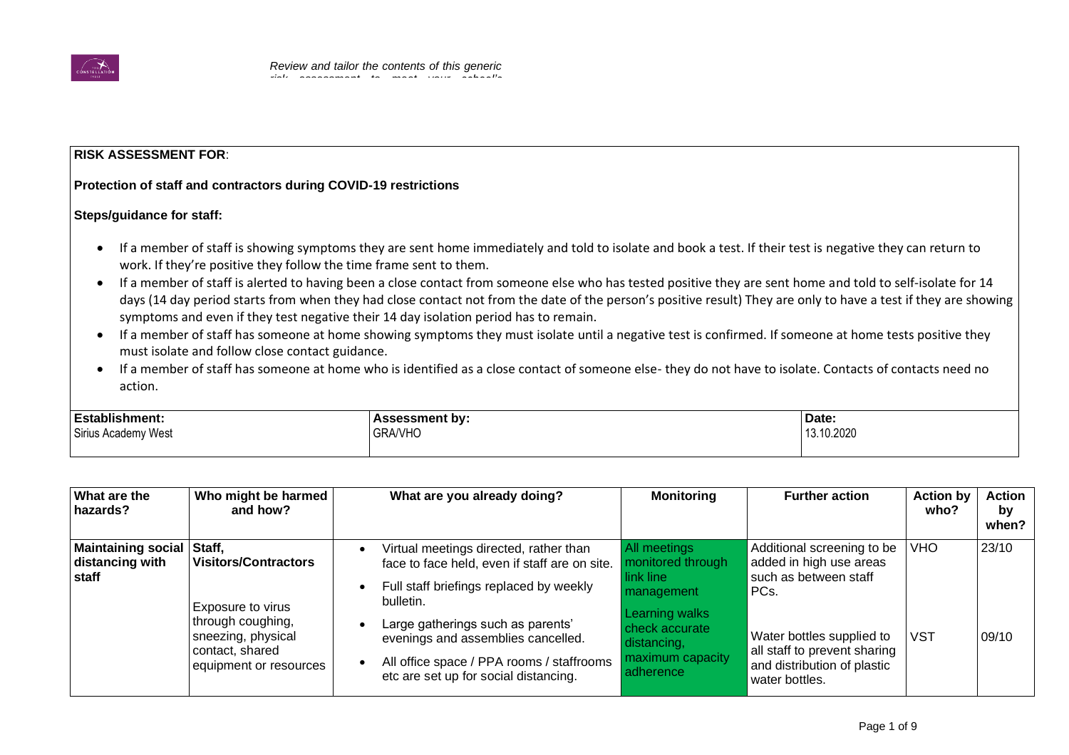*Review and tailor the contents of this generic risk assessment to meet your school's*

| **RISK ASSESSMENT FOR**: | | |
|---|---|---|
| **Protection of staff and contractors during COVID-19 restrictions** | | |

**Steps/guidance for staff:**

- If a member of staff is showing symptoms they are sent home immediately and told to isolate and book a test. If their test is negative they can return to work. If they're positive they follow the time frame sent to them.
- If a member of staff is alerted to having been a close contact from someone else who has tested positive they are sent home and told to self-isolate for 14 days (14 day period starts from when they had close contact not from the date of the person's positive result) They are only to have a test if they are showing symptoms and even if they test negative their 14 day isolation period has to remain.
- If a member of staff has someone at home showing symptoms they must isolate until a negative test is confirmed. If someone at home tests positive they must isolate and follow close contact guidance.
- If a member of staff has someone at home who is identified as a close contact of someone else- they do not have to isolate. Contacts of contacts need no action.

| **Establishment:** | **Assessment by:** | **Date:** |
|---|---|---|
| Sirius Academy West | GRA/VHO | 13.10.2020 |

| What are the hazards? | Who might be harmed and how? | What are you already doing? | Monitoring | Further action | Action by who? | Action by when? |
|---|---|---|---|---|---|---|
| **Maintaining social distancing with staff** | **Staff, Visitors/Contractors**<br><br>Exposure to virus through coughing, sneezing, physical contact, shared equipment or resources | • Virtual meetings directed, rather than face to face held, even if staff are on site.<br>• Full staff briefings replaced by weekly bulletin.<br>• Large gatherings such as parents' evenings and assemblies cancelled.<br>• All office space / PPA rooms / staffrooms etc are set up for social distancing. | All meetings monitored through link line management<br><br>Learning walks check accurate distancing, maximum capacity adherence | Additional screening to be added in high use areas such as between staff PCs.<br><br>Water bottles supplied to all staff to prevent sharing and distribution of plastic water bottles. | VHO<br><br>VST | 23/10<br><br>09/10 |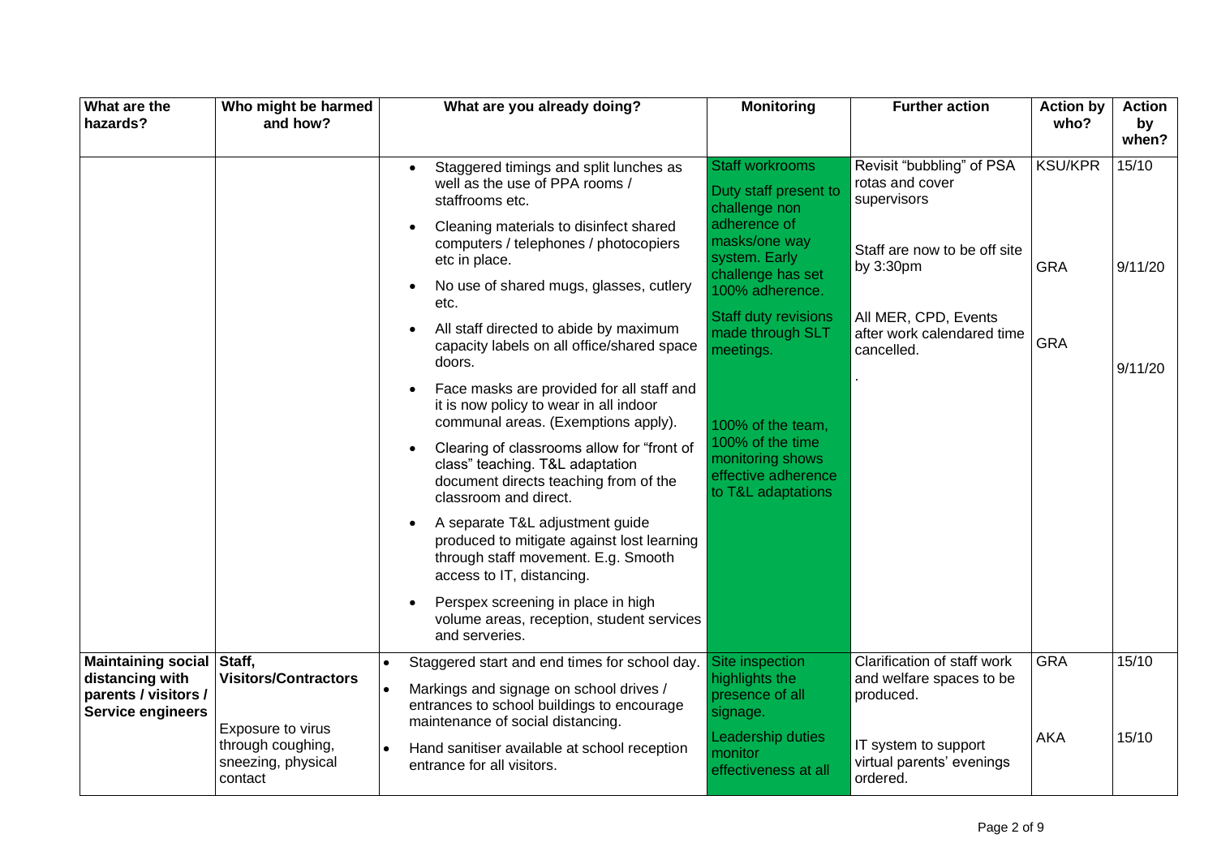| What are the hazards? | Who might be harmed and how? | What are you already doing? | Monitoring | Further action | Action by who? | Action by when? |
|---|---|---|---|---|---|---|
| | | • Staggered timings and split lunches as well as the use of PPA rooms / staffrooms etc.<br>• Cleaning materials to disinfect shared computers / telephones / photocopiers etc in place.<br>• No use of shared mugs, glasses, cutlery etc.<br>• All staff directed to abide by maximum capacity labels on all office/shared space doors.<br>• Face masks are provided for all staff and it is now policy to wear in all indoor communal areas. (Exemptions apply).<br>• Clearing of classrooms allow for "front of class" teaching. T&L adaptation document directs teaching from of the classroom and direct.<br>• A separate T&L adjustment guide produced to mitigate against lost learning through staff movement. E.g. Smooth access to IT, distancing.<br>• Perspex screening in place in high volume areas, reception, student services and serveries. | Staff workrooms<br>Duty staff present to challenge non adherence of masks/one way system. Early challenge has set 100% adherence.<br>Staff duty revisions made through SLT meetings.<br>100% of the team, 100% of the time monitoring shows effective adherence to T&L adaptations | Revisit "bubbling" of PSA rotas and cover supervisors<br>Staff are now to be off site by 3:30pm<br>All MER, CPD, Events after work calendared time cancelled.<br>. | KSU/KPR<br>GRA<br>GRA | 15/10<br>9/11/20<br>9/11/20 |
| **Maintaining social distancing with parents / visitors / Service engineers** | **Staff, Visitors/Contractors**<br>Exposure to virus through coughing, sneezing, physical contact | • Staggered start and end times for school day.<br>• Markings and signage on school drives / entrances to school buildings to encourage maintenance of social distancing.<br>• Hand sanitiser available at school reception entrance for all visitors. | Site inspection highlights the presence of all signage.<br>Leadership duties monitor effectiveness at all | Clarification of staff work and welfare spaces to be produced.<br>IT system to support virtual parents' evenings ordered. | GRA<br>AKA | 15/10<br>15/10 |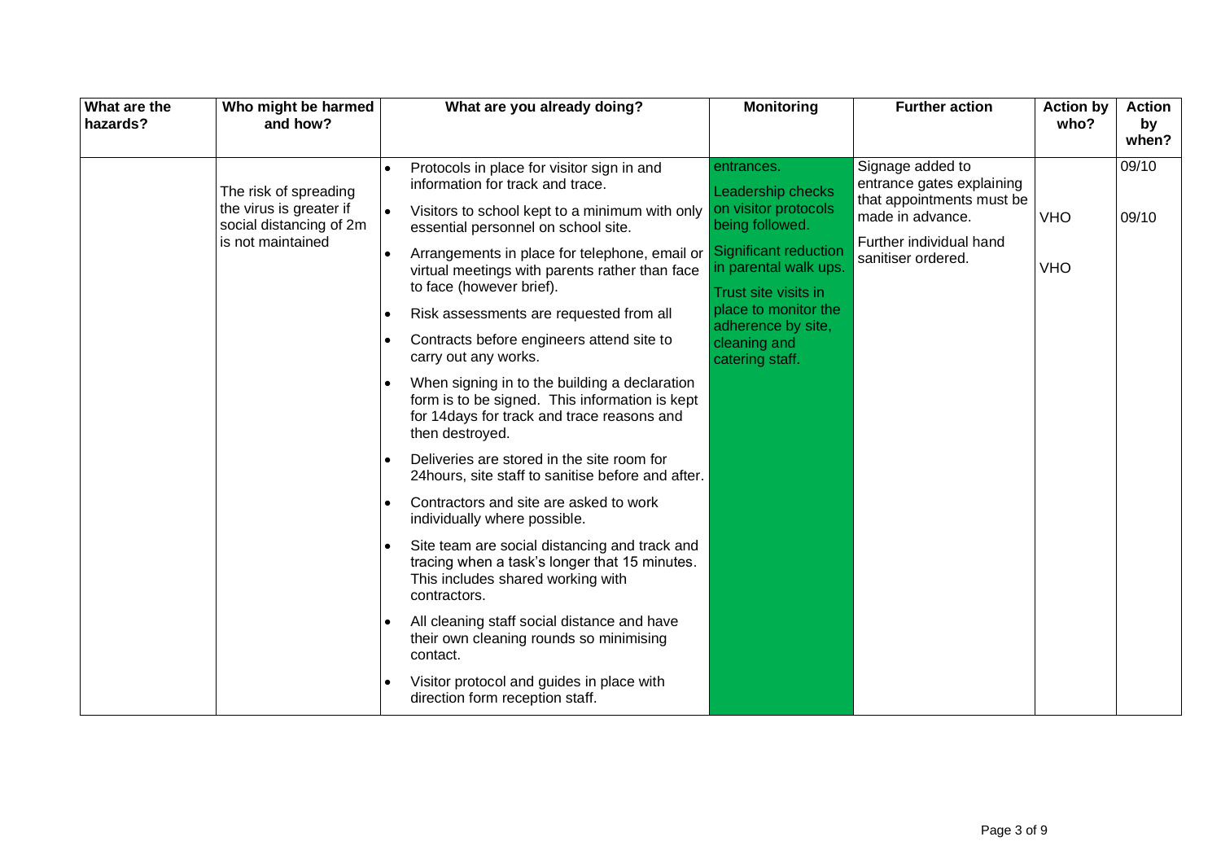| What are the hazards? | Who might be harmed and how? | What are you already doing? | Monitoring | Further action | Action by who? | Action by when? |
|---|---|---|---|---|---|---|
| | The risk of spreading the virus is greater if social distancing of 2m is not maintained | • Protocols in place for visitor sign in and information for track and trace.<br>• Visitors to school kept to a minimum with only essential personnel on school site.<br>• Arrangements in place for telephone, email or virtual meetings with parents rather than face to face (however brief).<br>• Risk assessments are requested from all<br>• Contracts before engineers attend site to carry out any works.<br>• When signing in to the building a declaration form is to be signed. This information is kept for 14days for track and trace reasons and then destroyed.<br>• Deliveries are stored in the site room for 24hours, site staff to sanitise before and after.<br>• Contractors and site are asked to work individually where possible.<br>• Site team are social distancing and track and tracing when a task's longer that 15 minutes. This includes shared working with contractors.<br>• All cleaning staff social distance and have their own cleaning rounds so minimising contact.<br>• Visitor protocol and guides in place with direction form reception staff. | entrances.<br>Leadership checks on visitor protocols being followed.<br>Significant reduction in parental walk ups.<br>Trust site visits in place to monitor the adherence by site, cleaning and catering staff. | Signage added to entrance gates explaining that appointments must be made in advance.<br>Further individual hand sanitiser ordered. | VHO<br><br>VHO | 09/10<br><br>09/10 |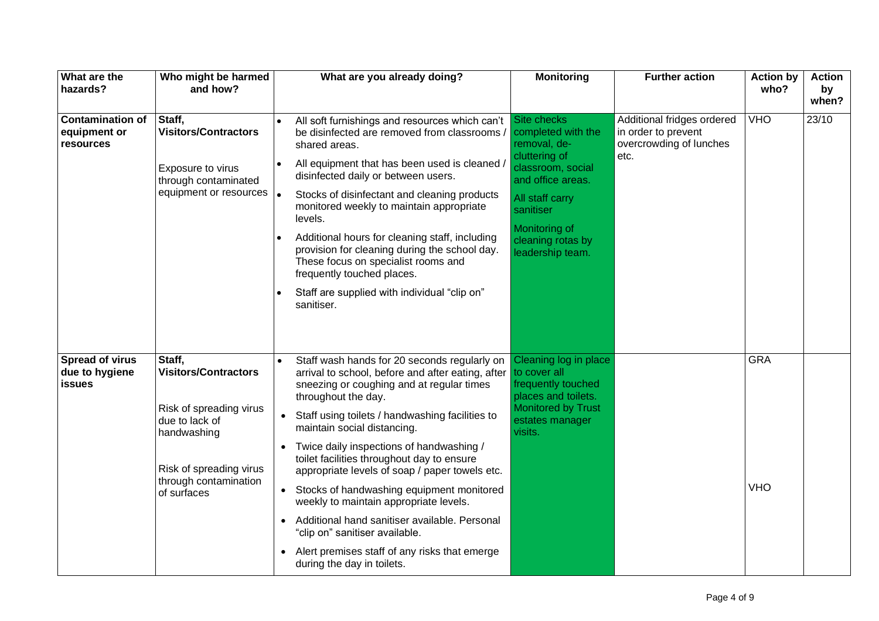| What are the hazards? | Who might be harmed and how? | What are you already doing? | Monitoring | Further action | Action by who? | Action by when? |
|---|---|---|---|---|---|---|
| **Contamination of equipment or resources** | **Staff, Visitors/Contractors**<br><br>Exposure to virus through contaminated equipment or resources | • All soft furnishings and resources which can't be disinfected are removed from classrooms / shared areas.<br>• All equipment that has been used is cleaned / disinfected daily or between users.<br>• Stocks of disinfectant and cleaning products monitored weekly to maintain appropriate levels.<br>• Additional hours for cleaning staff, including provision for cleaning during the school day. These focus on specialist rooms and frequently touched places.<br>• Staff are supplied with individual "clip on" sanitiser. | Site checks completed with the removal, de-cluttering of classroom, social and office areas.<br><br>All staff carry sanitiser<br><br>Monitoring of cleaning rotas by leadership team. | Additional fridges ordered in order to prevent overcrowding of lunches etc. | VHO | 23/10 |
| **Spread of virus due to hygiene issues** | **Staff, Visitors/Contractors**<br><br>Risk of spreading virus due to lack of handwashing<br><br>Risk of spreading virus through contamination of surfaces | • Staff wash hands for 20 seconds regularly on arrival to school, before and after eating, after sneezing or coughing and at regular times throughout the day.<br>• Staff using toilets / handwashing facilities to maintain social distancing.<br>• Twice daily inspections of handwashing / toilet facilities throughout day to ensure appropriate levels of soap / paper towels etc.<br>• Stocks of handwashing equipment monitored weekly to maintain appropriate levels.<br>• Additional hand sanitiser available. Personal "clip on" sanitiser available.<br>• Alert premises staff of any risks that emerge during the day in toilets. | Cleaning log in place to cover all frequently touched places and toilets. Monitored by Trust estates manager visits. | | GRA<br><br>VHO | |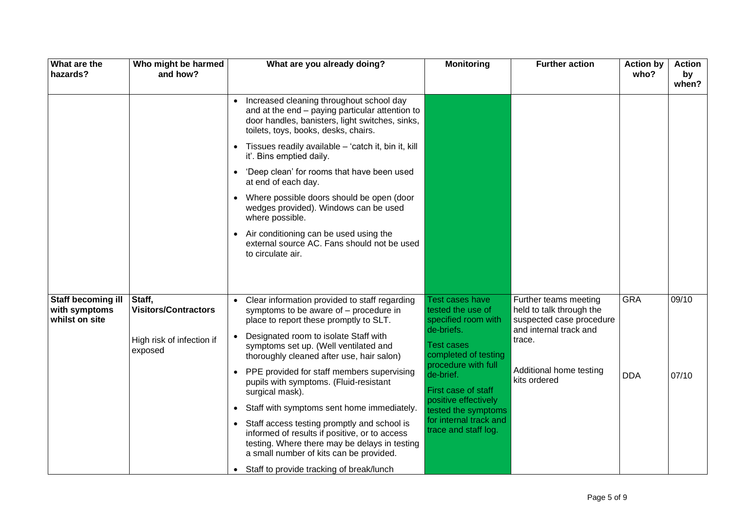| What are the hazards? | Who might be harmed and how? | What are you already doing? | Monitoring | Further action | Action by who? | Action by when? |
|---|---|---|---|---|---|---|
| | | • Increased cleaning throughout school day and at the end – paying particular attention to door handles, banisters, light switches, sinks, toilets, toys, books, desks, chairs.<br>• Tissues readily available – 'catch it, bin it, kill it'. Bins emptied daily.<br>• 'Deep clean' for rooms that have been used at end of each day.<br>• Where possible doors should be open (door wedges provided). Windows can be used where possible.<br>• Air conditioning can be used using the external source AC. Fans should not be used to circulate air. | | | | |
| **Staff becoming ill with symptoms whilst on site** | **Staff, Visitors/Contractors**<br><br>High risk of infection if exposed | • Clear information provided to staff regarding symptoms to be aware of – procedure in place to report these promptly to SLT.<br>• Designated room to isolate Staff with symptoms set up. (Well ventilated and thoroughly cleaned after use, hair salon)<br>• PPE provided for staff members supervising pupils with symptoms. (Fluid-resistant surgical mask).<br>• Staff with symptoms sent home immediately.<br>• Staff access testing promptly and school is informed of results if positive, or to access testing. Where there may be delays in testing a small number of kits can be provided.<br>• Staff to provide tracking of break/lunch | Test cases have tested the use of specified room with de-briefs.<br><br>Test cases completed of testing procedure with full de-brief.<br><br>First case of staff positive effectively tested the symptoms for internal track and trace and staff log. | Further teams meeting held to talk through the suspected case procedure and internal track and trace.<br><br>Additional home testing kits ordered | GRA<br><br>DDA | 09/10<br><br>07/10 |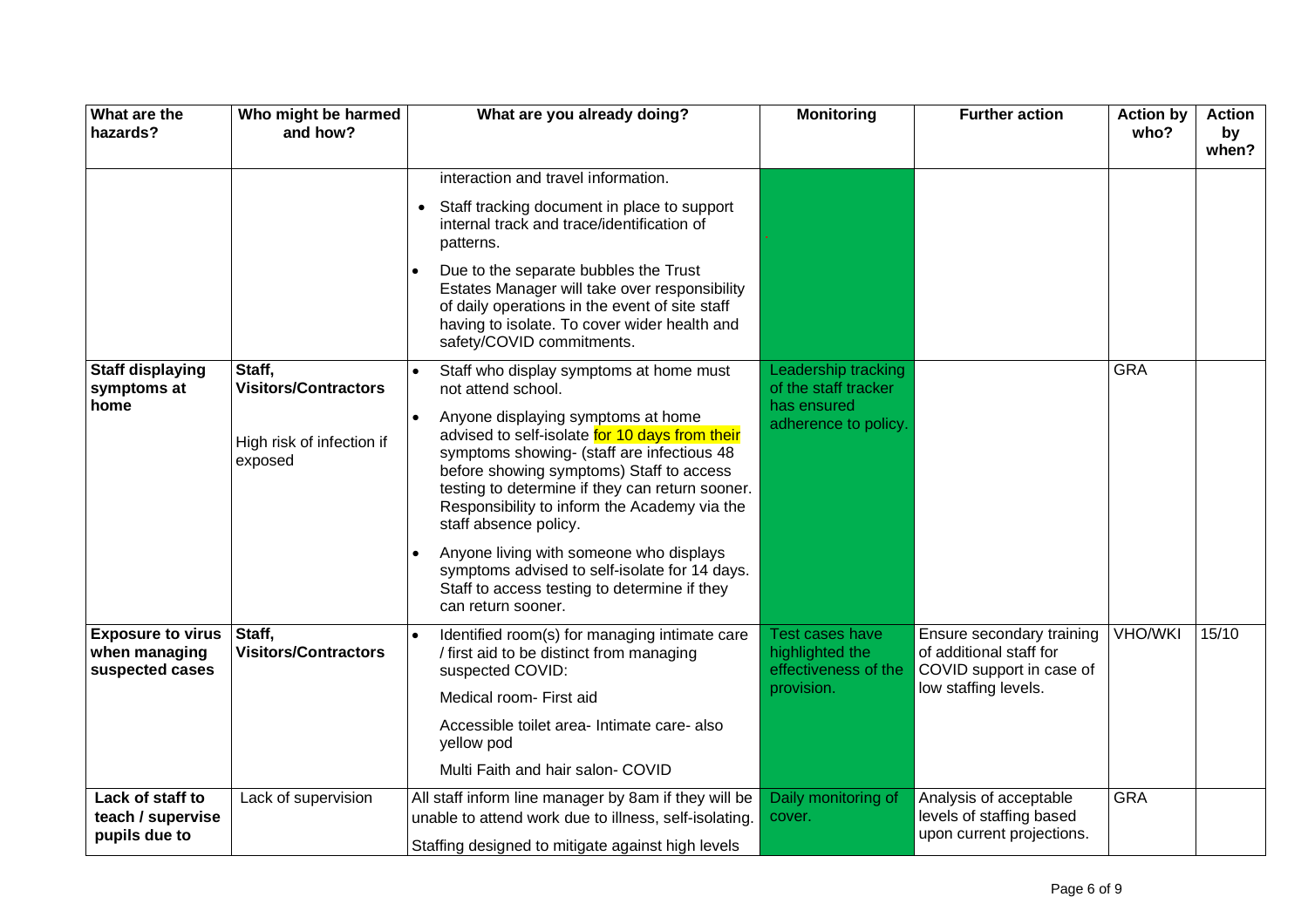| What are the hazards? | Who might be harmed and how? | What are you already doing? | Monitoring | Further action | Action by who? | Action by when? |
|---|---|---|---|---|---|---|
| | | interaction and travel information.<br>• Staff tracking document in place to support internal track and trace/identification of patterns.<br>• Due to the separate bubbles the Trust Estates Manager will take over responsibility of daily operations in the event of site staff having to isolate. To cover wider health and safety/COVID commitments. | | | | |
| **Staff displaying symptoms at home** | **Staff, Visitors/Contractors**<br><br>High risk of infection if exposed | • Staff who display symptoms at home must not attend school.<br>• Anyone displaying symptoms at home advised to self-isolate for 10 days from their symptoms showing- (staff are infectious 48 before showing symptoms) Staff to access testing to determine if they can return sooner. Responsibility to inform the Academy via the staff absence policy.<br>• Anyone living with someone who displays symptoms advised to self-isolate for 14 days. Staff to access testing to determine if they can return sooner. | Leadership tracking of the staff tracker has ensured adherence to policy. | | GRA | |
| **Exposure to virus when managing suspected cases** | **Staff, Visitors/Contractors** | • Identified room(s) for managing intimate care / first aid to be distinct from managing suspected COVID:<br>Medical room- First aid<br>Accessible toilet area- Intimate care- also yellow pod<br>Multi Faith and hair salon- COVID | Test cases have highlighted the effectiveness of the provision. | Ensure secondary training of additional staff for COVID support in case of low staffing levels. | VHO/WKI | 15/10 |
| **Lack of staff to teach / supervise pupils due to** | Lack of supervision | All staff inform line manager by 8am if they will be unable to attend work due to illness, self-isolating.<br>Staffing designed to mitigate against high levels | Daily monitoring of cover. | Analysis of acceptable levels of staffing based upon current projections. | GRA | |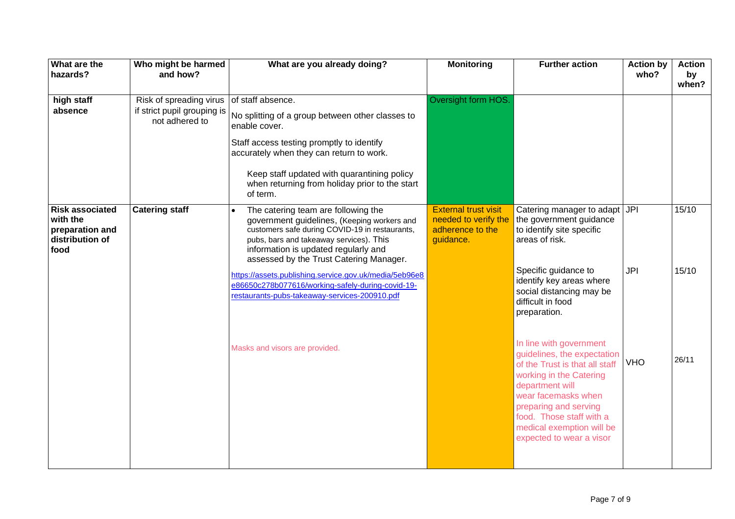| What are the hazards? | Who might be harmed and how? | What are you already doing? | Monitoring | Further action | Action by who? | Action by when? |
|---|---|---|---|---|---|---|
| **high staff absence** | Risk of spreading virus if strict pupil grouping is not adhered to | of staff absence.<br><br>No splitting of a group between other classes to enable cover.<br><br>Staff access testing promptly to identify accurately when they can return to work.<br><br>Keep staff updated with quarantining policy when returning from holiday prior to the start of term. | Oversight form HOS. | | | |
| **Risk associated with the preparation and distribution of food** | **Catering staff** | • The catering team are following the government guidelines, (Keeping workers and customers safe during COVID-19 in restaurants, pubs, bars and takeaway services). This information is updated regularly and assessed by the Trust Catering Manager.<br><br>https://assets.publishing.service.gov.uk/media/5eb96e8e86650c278b077616/working-safely-during-covid-19-restaurants-pubs-takeaway-services-200910.pdf<br><br>Masks and visors are provided. | External trust visit needed to verify the adherence to the guidance. | Catering manager to adapt the government guidance to identify site specific areas of risk.<br><br>Specific guidance to identify key areas where social distancing may be difficult in food preparation.<br><br>In line with government guidelines, the expectation of the Trust is that all staff working in the Catering department will wear facemasks when preparing and serving food. Those staff with a medical exemption will be expected to wear a visor | JPI<br><br>JPI<br><br>VHO | 15/10<br><br>15/10<br><br>26/11 |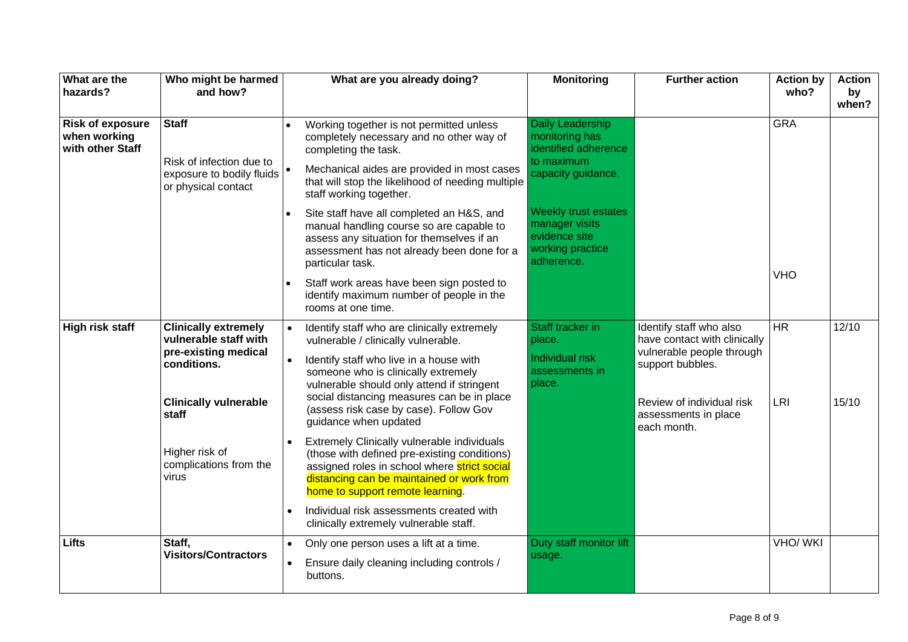| What are the hazards? | Who might be harmed and how? | What are you already doing? | Monitoring | Further action | Action by who? | Action by when? |
|---|---|---|---|---|---|---|
| **Risk of exposure when working with other Staff** | **Staff**<br><br>Risk of infection due to exposure to bodily fluids or physical contact | • Working together is not permitted unless completely necessary and no other way of completing the task.<br>• Mechanical aides are provided in most cases that will stop the likelihood of needing multiple staff working together.<br>• Site staff have all completed an H&S, and manual handling course so are capable to assess any situation for themselves if an assessment has not already been done for a particular task.<br>• Staff work areas have been sign posted to identify maximum number of people in the rooms at one time. | Daily Leadership monitoring has identified adherence to maximum capacity guidance.<br><br>Weekly trust estates manager visits evidence site working practice adherence. | | GRA<br><br>VHO | |
| **High risk staff** | **Clinically extremely vulnerable staff with pre-existing medical conditions.**<br><br>**Clinically vulnerable staff**<br><br>Higher risk of complications from the virus | • Identify staff who are clinically extremely vulnerable / clinically vulnerable.<br>• Identify staff who live in a house with someone who is clinically extremely vulnerable should only attend if stringent social distancing measures can be in place (assess risk case by case). Follow Gov guidance when updated<br>• Extremely Clinically vulnerable individuals (those with defined pre-existing conditions) assigned roles in school where strict social distancing can be maintained or work from home to support remote learning.<br>• Individual risk assessments created with clinically extremely vulnerable staff. | Staff tracker in place.<br><br>Individual risk assessments in place. | Identify staff who also have contact with clinically vulnerable people through support bubbles.<br><br>Review of individual risk assessments in place each month. | HR<br><br>LRI | 12/10<br><br>15/10 |
| **Lifts** | **Staff, Visitors/Contractors** | • Only one person uses a lift at a time.<br>• Ensure daily cleaning including controls / buttons. | Duty staff monitor lift usage. | | VHO/ WKI | |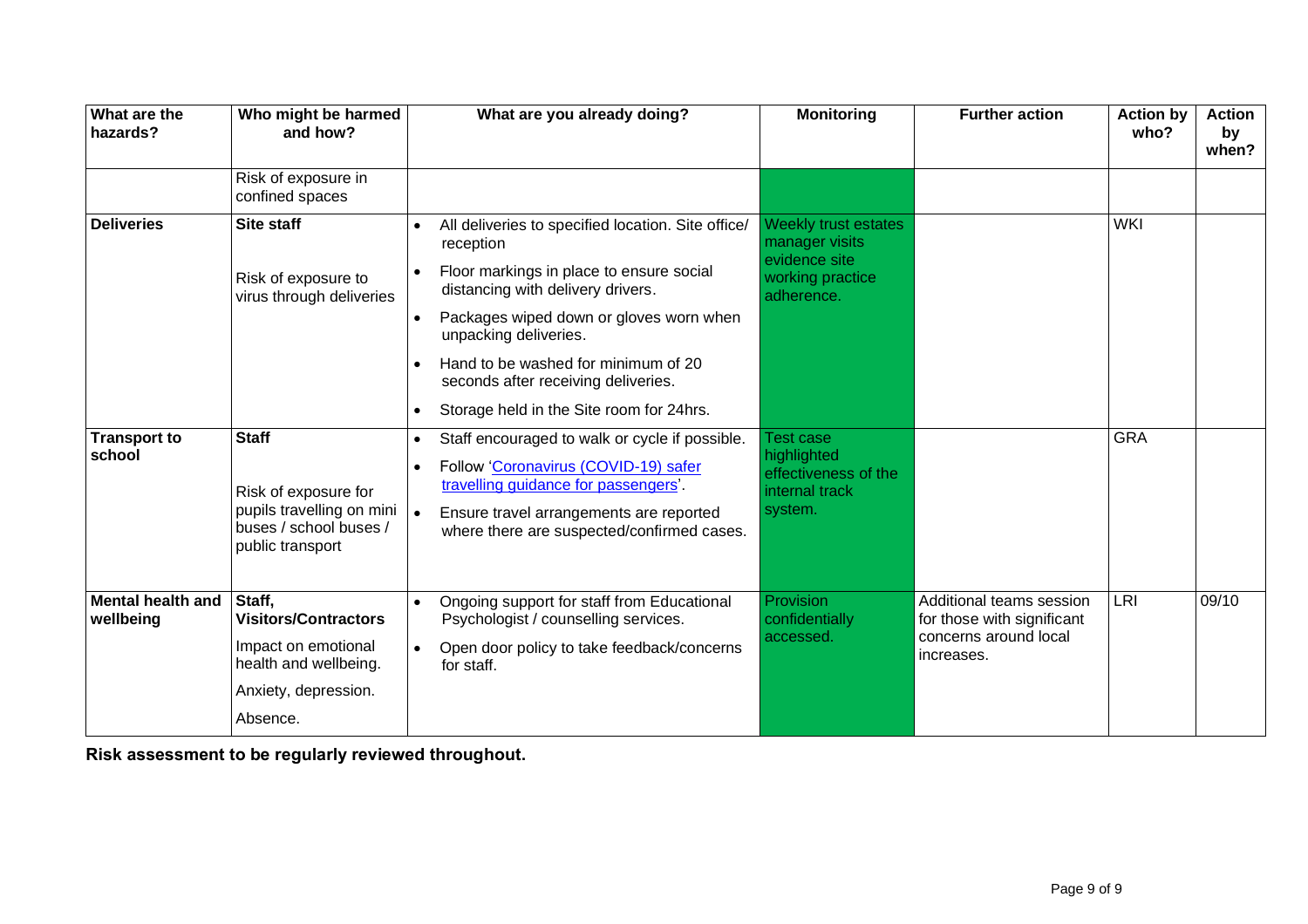| What are the hazards? | Who might be harmed and how? | What are you already doing? | Monitoring | Further action | Action by who? | Action by when? |
|---|---|---|---|---|---|---|
| | Risk of exposure in confined spaces | | | | | |
| **Deliveries** | **Site staff**<br><br>Risk of exposure to virus through deliveries | • All deliveries to specified location. Site office/ reception<br>• Floor markings in place to ensure social distancing with delivery drivers.<br>• Packages wiped down or gloves worn when unpacking deliveries.<br>• Hand to be washed for minimum of 20 seconds after receiving deliveries.<br>• Storage held in the Site room for 24hrs. | Weekly trust estates manager visits evidence site working practice adherence. | | WKI | |
| **Transport to school** | **Staff**<br><br>Risk of exposure for pupils travelling on mini buses / school buses / public transport | • Staff encouraged to walk or cycle if possible.<br>• Follow 'Coronavirus (COVID-19) safer travelling guidance for passengers'.<br>• Ensure travel arrangements are reported where there are suspected/confirmed cases. | Test case highlighted effectiveness of the internal track system. | | GRA | |
| **Mental health and wellbeing** | **Staff, Visitors/Contractors**<br><br>Impact on emotional health and wellbeing.<br><br>Anxiety, depression.<br><br>Absence. | • Ongoing support for staff from Educational Psychologist / counselling services.<br>• Open door policy to take feedback/concerns for staff. | Provision confidentially accessed. | Additional teams session for those with significant concerns around local increases. | LRI | 09/10 |

**Risk assessment to be regularly reviewed throughout.**